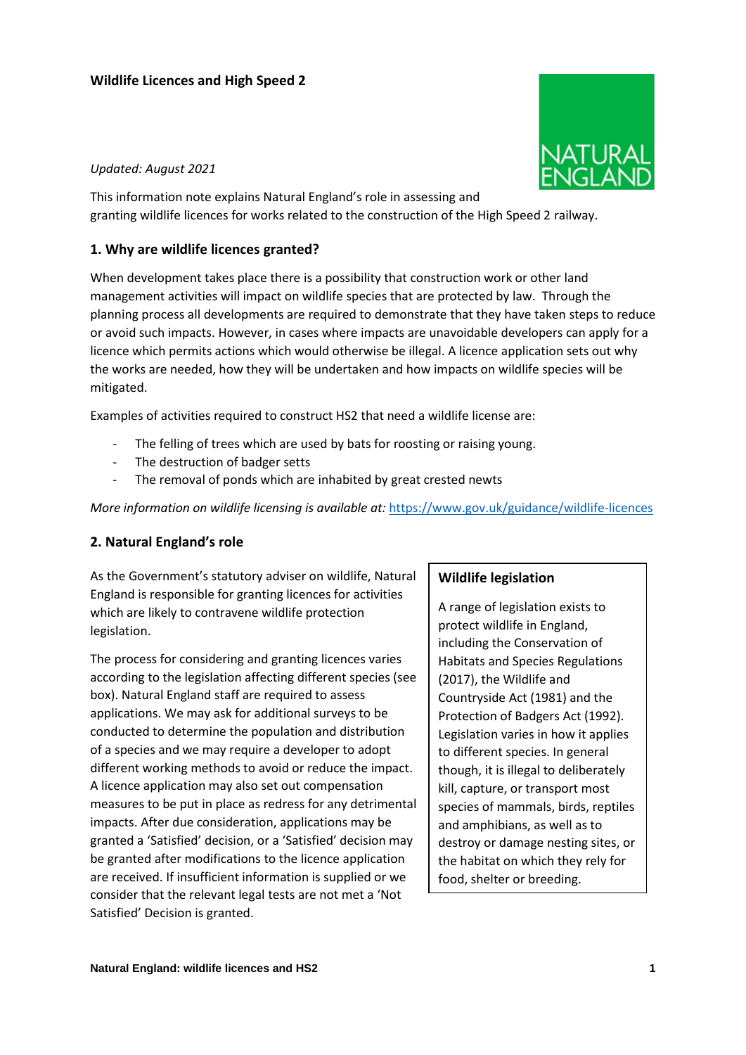# Wildlife Licences and High Speed 2

*Updated: August 2021*

This information note explains Natural England's role in assessing and granting wildlife licences for works related to the construction of the High Speed 2 railway.

## 1. Why are wildlife licences granted?

When development takes place there is a possibility that construction work or other land management activities will impact on wildlife species that are protected by law. Through the planning process all developments are required to demonstrate that they have taken steps to reduce or avoid such impacts. However, in cases where impacts are unavoidable developers can apply for a licence which permits actions which would otherwise be illegal. A licence application sets out why the works are needed, how they will be undertaken and how impacts on wildlife species will be mitigated.

Examples of activities required to construct HS2 that need a wildlife license are:

- The felling of trees which are used by bats for roosting or raising young.
- The destruction of badger setts
- The removal of ponds which are inhabited by great crested newts

*More information on wildlife licensing is available at:* https://www.gov.uk/guidance/wildlife-licences

## 2. Natural England's role

As the Government's statutory adviser on wildlife, Natural England is responsible for granting licences for activities which are likely to contravene wildlife protection legislation.

The process for considering and granting licences varies according to the legislation affecting different species (see box). Natural England staff are required to assess applications. We may ask for additional surveys to be conducted to determine the population and distribution of a species and we may require a developer to adopt different working methods to avoid or reduce the impact. A licence application may also set out compensation measures to be put in place as redress for any detrimental impacts. After due consideration, applications may be granted a 'Satisfied' decision, or a 'Satisfied' decision may be granted after modifications to the licence application are received. If insufficient information is supplied or we consider that the relevant legal tests are not met a 'Not Satisfied' Decision is granted.

**Wildlife legislation**

A range of legislation exists to protect wildlife in England, including the Conservation of Habitats and Species Regulations (2017), the Wildlife and Countryside Act (1981) and the Protection of Badgers Act (1992). Legislation varies in how it applies to different species. In general though, it is illegal to deliberately kill, capture, or transport most species of mammals, birds, reptiles and amphibians, as well as to destroy or damage nesting sites, or the habitat on which they rely for food, shelter or breeding.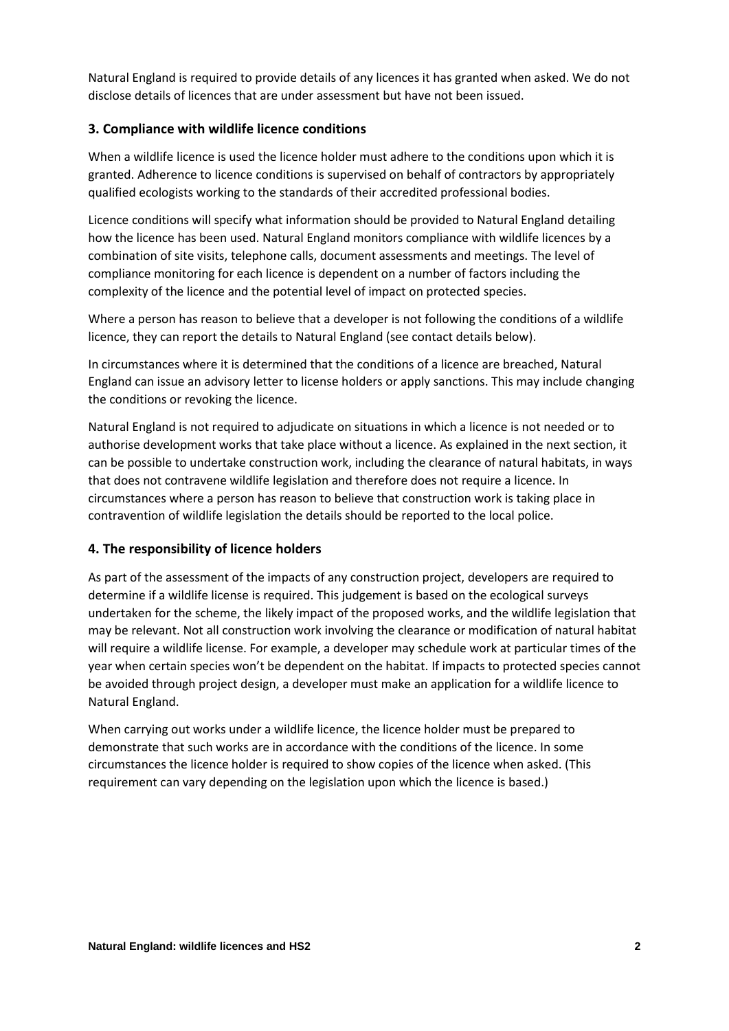Natural England is required to provide details of any licences it has granted when asked. We do not disclose details of licences that are under assessment but have not been issued.

## 3. Compliance with wildlife licence conditions

When a wildlife licence is used the licence holder must adhere to the conditions upon which it is granted. Adherence to licence conditions is supervised on behalf of contractors by appropriately qualified ecologists working to the standards of their accredited professional bodies.

Licence conditions will specify what information should be provided to Natural England detailing how the licence has been used. Natural England monitors compliance with wildlife licences by a combination of site visits, telephone calls, document assessments and meetings. The level of compliance monitoring for each licence is dependent on a number of factors including the complexity of the licence and the potential level of impact on protected species.

Where a person has reason to believe that a developer is not following the conditions of a wildlife licence, they can report the details to Natural England (see contact details below).

In circumstances where it is determined that the conditions of a licence are breached, Natural England can issue an advisory letter to license holders or apply sanctions. This may include changing the conditions or revoking the licence.

Natural England is not required to adjudicate on situations in which a licence is not needed or to authorise development works that take place without a licence. As explained in the next section, it can be possible to undertake construction work, including the clearance of natural habitats, in ways that does not contravene wildlife legislation and therefore does not require a licence. In circumstances where a person has reason to believe that construction work is taking place in contravention of wildlife legislation the details should be reported to the local police.

## 4. The responsibility of licence holders

As part of the assessment of the impacts of any construction project, developers are required to determine if a wildlife license is required. This judgement is based on the ecological surveys undertaken for the scheme, the likely impact of the proposed works, and the wildlife legislation that may be relevant. Not all construction work involving the clearance or modification of natural habitat will require a wildlife license. For example, a developer may schedule work at particular times of the year when certain species won't be dependent on the habitat. If impacts to protected species cannot be avoided through project design, a developer must make an application for a wildlife licence to Natural England.

When carrying out works under a wildlife licence, the licence holder must be prepared to demonstrate that such works are in accordance with the conditions of the licence. In some circumstances the licence holder is required to show copies of the licence when asked. (This requirement can vary depending on the legislation upon which the licence is based.)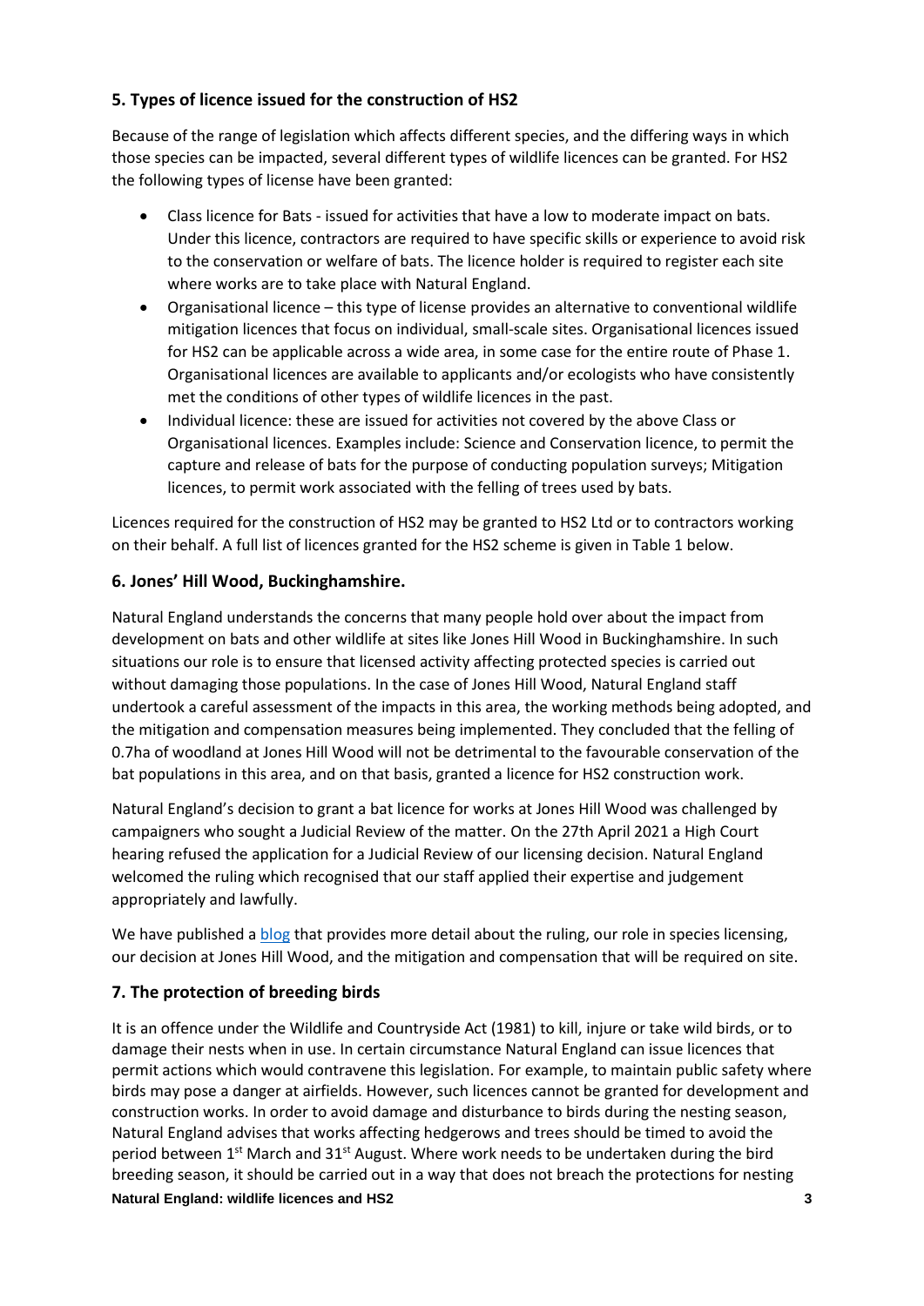## 5. Types of licence issued for the construction of HS2

Because of the range of legislation which affects different species, and the differing ways in which those species can be impacted, several different types of wildlife licences can be granted. For HS2 the following types of license have been granted:

- Class licence for Bats - issued for activities that have a low to moderate impact on bats. Under this licence, contractors are required to have specific skills or experience to avoid risk to the conservation or welfare of bats. The licence holder is required to register each site where works are to take place with Natural England.
- Organisational licence – this type of license provides an alternative to conventional wildlife mitigation licences that focus on individual, small-scale sites. Organisational licences issued for HS2 can be applicable across a wide area, in some case for the entire route of Phase 1. Organisational licences are available to applicants and/or ecologists who have consistently met the conditions of other types of wildlife licences in the past.
- Individual licence: these are issued for activities not covered by the above Class or Organisational licences. Examples include: Science and Conservation licence, to permit the capture and release of bats for the purpose of conducting population surveys; Mitigation licences, to permit work associated with the felling of trees used by bats.

Licences required for the construction of HS2 may be granted to HS2 Ltd or to contractors working on their behalf. A full list of licences granted for the HS2 scheme is given in Table 1 below.

## 6. Jones' Hill Wood, Buckinghamshire.

Natural England understands the concerns that many people hold over about the impact from development on bats and other wildlife at sites like Jones Hill Wood in Buckinghamshire. In such situations our role is to ensure that licensed activity affecting protected species is carried out without damaging those populations. In the case of Jones Hill Wood, Natural England staff undertook a careful assessment of the impacts in this area, the working methods being adopted, and the mitigation and compensation measures being implemented. They concluded that the felling of 0.7ha of woodland at Jones Hill Wood will not be detrimental to the favourable conservation of the bat populations in this area, and on that basis, granted a licence for HS2 construction work.

Natural England's decision to grant a bat licence for works at Jones Hill Wood was challenged by campaigners who sought a Judicial Review of the matter. On the 27th April 2021 a High Court hearing refused the application for a Judicial Review of our licensing decision. Natural England welcomed the ruling which recognised that our staff applied their expertise and judgement appropriately and lawfully.

We have published a blog that provides more detail about the ruling, our role in species licensing, our decision at Jones Hill Wood, and the mitigation and compensation that will be required on site.

## 7. The protection of breeding birds

It is an offence under the Wildlife and Countryside Act (1981) to kill, injure or take wild birds, or to damage their nests when in use. In certain circumstance Natural England can issue licences that permit actions which would contravene this legislation. For example, to maintain public safety where birds may pose a danger at airfields. However, such licences cannot be granted for development and construction works. In order to avoid damage and disturbance to birds during the nesting season, Natural England advises that works affecting hedgerows and trees should be timed to avoid the period between 1st March and 31st August. Where work needs to be undertaken during the bird breeding season, it should be carried out in a way that does not breach the protections for nesting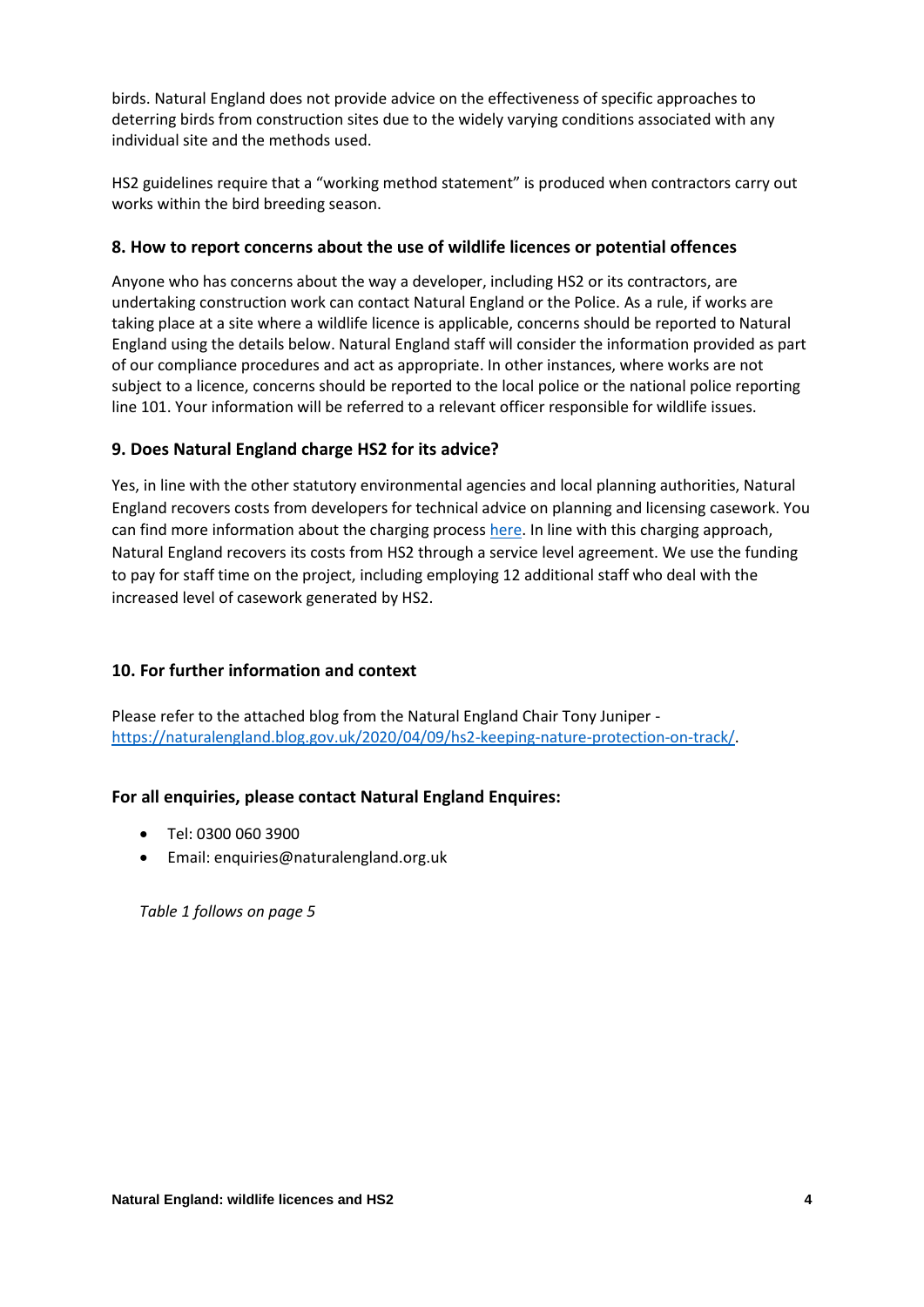birds. Natural England does not provide advice on the effectiveness of specific approaches to deterring birds from construction sites due to the widely varying conditions associated with any individual site and the methods used.

HS2 guidelines require that a "working method statement" is produced when contractors carry out works within the bird breeding season.

## 8. How to report concerns about the use of wildlife licences or potential offences

Anyone who has concerns about the way a developer, including HS2 or its contractors, are undertaking construction work can contact Natural England or the Police. As a rule, if works are taking place at a site where a wildlife licence is applicable, concerns should be reported to Natural England using the details below. Natural England staff will consider the information provided as part of our compliance procedures and act as appropriate. In other instances, where works are not subject to a licence, concerns should be reported to the local police or the national police reporting line 101. Your information will be referred to a relevant officer responsible for wildlife issues.

## 9. Does Natural England charge HS2 for its advice?

Yes, in line with the other statutory environmental agencies and local planning authorities, Natural England recovers costs from developers for technical advice on planning and licensing casework. You can find more information about the charging process here. In line with this charging approach, Natural England recovers its costs from HS2 through a service level agreement. We use the funding to pay for staff time on the project, including employing 12 additional staff who deal with the increased level of casework generated by HS2.

## 10. For further information and context

Please refer to the attached blog from the Natural England Chair Tony Juniper - https://naturalengland.blog.gov.uk/2020/04/09/hs2-keeping-nature-protection-on-track/.

### For all enquiries, please contact Natural England Enquires:

- Tel: 0300 060 3900
- Email: enquiries@naturalengland.org.uk

*Table 1 follows on page 5*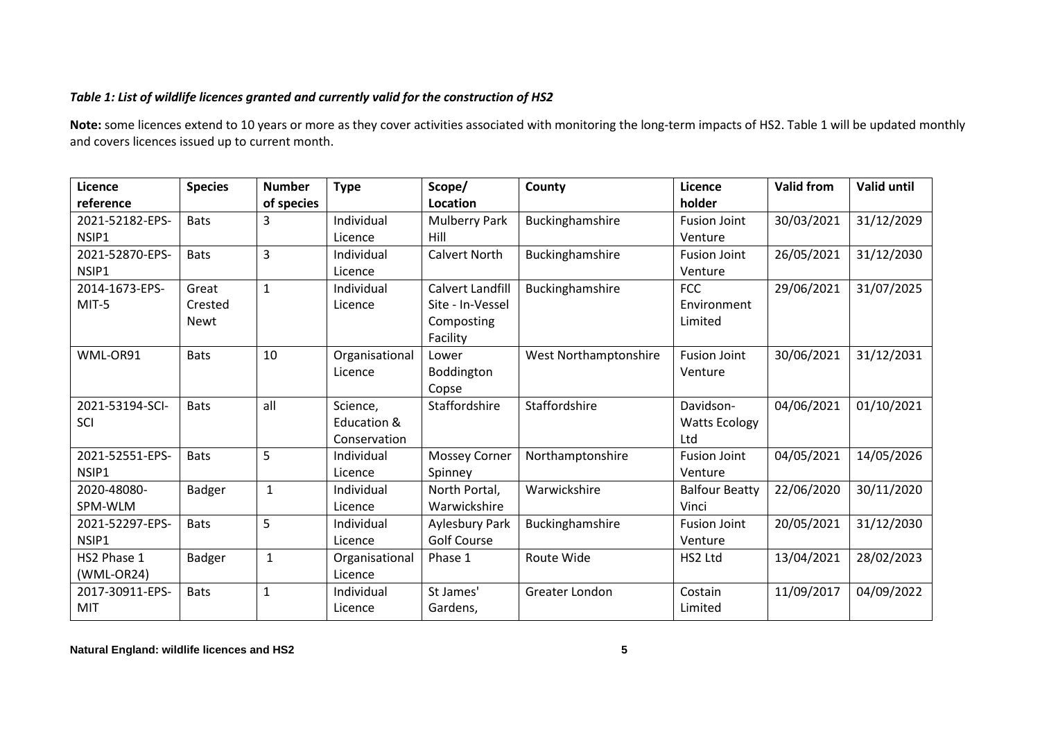***Table 1: List of wildlife licences granted and currently valid for the construction of HS2***

**Note:** some licences extend to 10 years or more as they cover activities associated with monitoring the long-term impacts of HS2. Table 1 will be updated monthly and covers licences issued up to current month.

| Licence reference | Species | Number of species | Type | Scope/ Location | County | Licence holder | Valid from | Valid until |
|---|---|---|---|---|---|---|---|---|
| 2021-52182-EPS-NSIP1 | Bats | 3 | Individual Licence | Mulberry Park Hill | Buckinghamshire | Fusion Joint Venture | 30/03/2021 | 31/12/2029 |
| 2021-52870-EPS-NSIP1 | Bats | 3 | Individual Licence | Calvert North | Buckinghamshire | Fusion Joint Venture | 26/05/2021 | 31/12/2030 |
| 2014-1673-EPS-MIT-5 | Great Crested Newt | 1 | Individual Licence | Calvert Landfill Site - In-Vessel Composting Facility | Buckinghamshire | FCC Environment Limited | 29/06/2021 | 31/07/2025 |
| WML-OR91 | Bats | 10 | Organisational Licence | Lower Boddington Copse | West Northamptonshire | Fusion Joint Venture | 30/06/2021 | 31/12/2031 |
| 2021-53194-SCI-SCI | Bats | all | Science, Education & Conservation | Staffordshire | Staffordshire | Davidson-Watts Ecology Ltd | 04/06/2021 | 01/10/2021 |
| 2021-52551-EPS-NSIP1 | Bats | 5 | Individual Licence | Mossey Corner Spinney | Northamptonshire | Fusion Joint Venture | 04/05/2021 | 14/05/2026 |
| 2020-48080-SPM-WLM | Badger | 1 | Individual Licence | North Portal, Warwickshire | Warwickshire | Balfour Beatty Vinci | 22/06/2020 | 30/11/2020 |
| 2021-52297-EPS-NSIP1 | Bats | 5 | Individual Licence | Aylesbury Park Golf Course | Buckinghamshire | Fusion Joint Venture | 20/05/2021 | 31/12/2030 |
| HS2 Phase 1 (WML-OR24) | Badger | 1 | Organisational Licence | Phase 1 | Route Wide | HS2 Ltd | 13/04/2021 | 28/02/2023 |
| 2017-30911-EPS-MIT | Bats | 1 | Individual Licence | St James' Gardens, | Greater London | Costain Limited | 11/09/2017 | 04/09/2022 |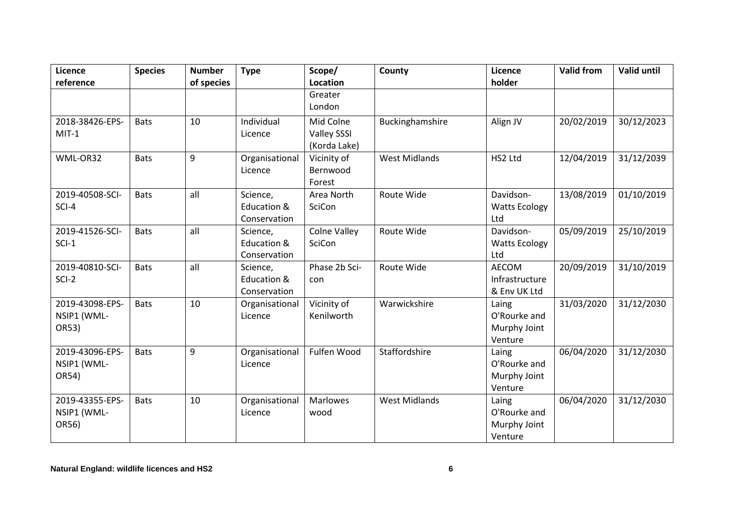| Licence reference | Species | Number of species | Type | Scope/ Location | County | Licence holder | Valid from | Valid until |
|---|---|---|---|---|---|---|---|---|
| | | | | Greater London | | | | |
| 2018-38426-EPS-MIT-1 | Bats | 10 | Individual Licence | Mid Colne Valley SSSI (Korda Lake) | Buckinghamshire | Align JV | 20/02/2019 | 30/12/2023 |
| WML-OR32 | Bats | 9 | Organisational Licence | Vicinity of Bernwood Forest | West Midlands | HS2 Ltd | 12/04/2019 | 31/12/2039 |
| 2019-40508-SCI-SCI-4 | Bats | all | Science, Education & Conservation | Area North SciCon | Route Wide | Davidson-Watts Ecology Ltd | 13/08/2019 | 01/10/2019 |
| 2019-41526-SCI-SCI-1 | Bats | all | Science, Education & Conservation | Colne Valley SciCon | Route Wide | Davidson-Watts Ecology Ltd | 05/09/2019 | 25/10/2019 |
| 2019-40810-SCI-SCI-2 | Bats | all | Science, Education & Conservation | Phase 2b Sci-con | Route Wide | AECOM Infrastructure & Env UK Ltd | 20/09/2019 | 31/10/2019 |
| 2019-43098-EPS-NSIP1 (WML-OR53) | Bats | 10 | Organisational Licence | Vicinity of Kenilworth | Warwickshire | Laing O'Rourke and Murphy Joint Venture | 31/03/2020 | 31/12/2030 |
| 2019-43096-EPS-NSIP1 (WML-OR54) | Bats | 9 | Organisational Licence | Fulfen Wood | Staffordshire | Laing O'Rourke and Murphy Joint Venture | 06/04/2020 | 31/12/2030 |
| 2019-43355-EPS-NSIP1 (WML-OR56) | Bats | 10 | Organisational Licence | Marlowes wood | West Midlands | Laing O'Rourke and Murphy Joint Venture | 06/04/2020 | 31/12/2030 |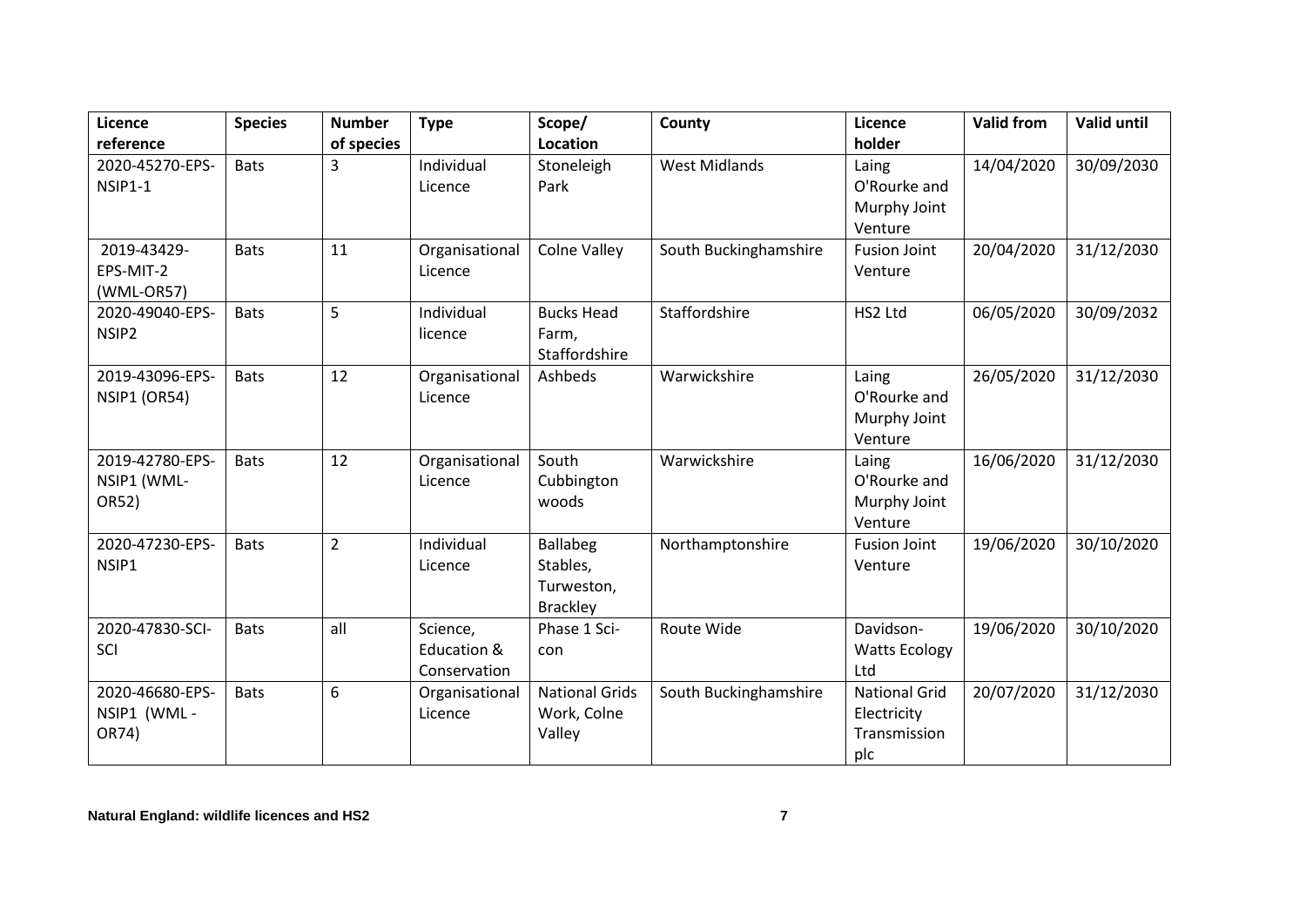| Licence reference | Species | Number of species | Type | Scope/ Location | County | Licence holder | Valid from | Valid until |
|---|---|---|---|---|---|---|---|---|
| 2020-45270-EPS-NSIP1-1 | Bats | 3 | Individual Licence | Stoneleigh Park | West Midlands | Laing O'Rourke and Murphy Joint Venture | 14/04/2020 | 30/09/2030 |
| 2019-43429-EPS-MIT-2 (WML-OR57) | Bats | 11 | Organisational Licence | Colne Valley | South Buckinghamshire | Fusion Joint Venture | 20/04/2020 | 31/12/2030 |
| 2020-49040-EPS-NSIP2 | Bats | 5 | Individual licence | Bucks Head Farm, Staffordshire | Staffordshire | HS2 Ltd | 06/05/2020 | 30/09/2032 |
| 2019-43096-EPS-NSIP1 (OR54) | Bats | 12 | Organisational Licence | Ashbeds | Warwickshire | Laing O'Rourke and Murphy Joint Venture | 26/05/2020 | 31/12/2030 |
| 2019-42780-EPS-NSIP1 (WML-OR52) | Bats | 12 | Organisational Licence | South Cubbington woods | Warwickshire | Laing O'Rourke and Murphy Joint Venture | 16/06/2020 | 31/12/2030 |
| 2020-47230-EPS-NSIP1 | Bats | 2 | Individual Licence | Ballabeg Stables, Turweston, Brackley | Northamptonshire | Fusion Joint Venture | 19/06/2020 | 30/10/2020 |
| 2020-47830-SCI-SCI | Bats | all | Science, Education & Conservation | Phase 1 Sci-con | Route Wide | Davidson-Watts Ecology Ltd | 19/06/2020 | 30/10/2020 |
| 2020-46680-EPS-NSIP1 (WML - OR74) | Bats | 6 | Organisational Licence | National Grids Work, Colne Valley | South Buckinghamshire | National Grid Electricity Transmission plc | 20/07/2020 | 31/12/2030 |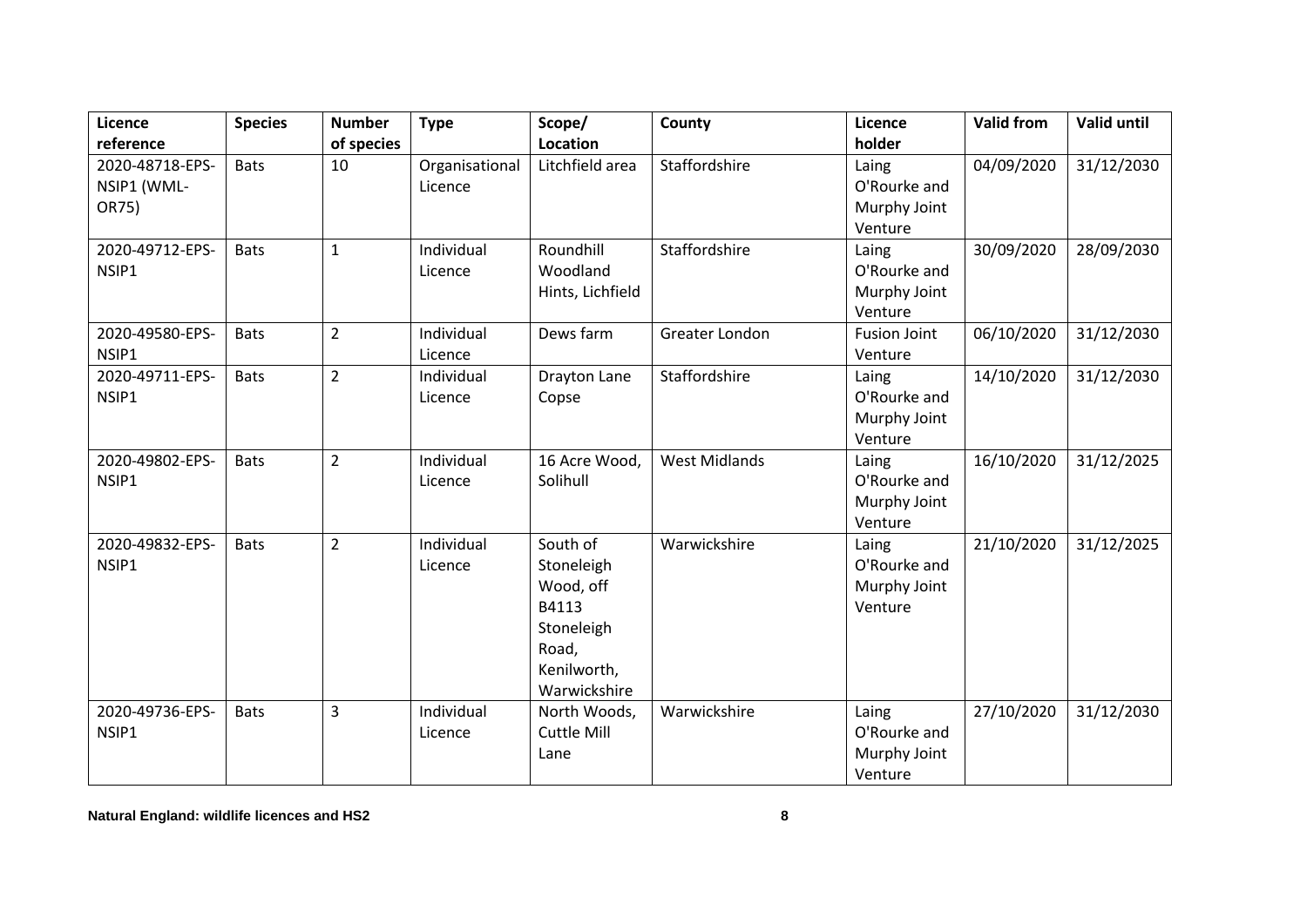| Licence reference | Species | Number of species | Type | Scope/ Location | County | Licence holder | Valid from | Valid until |
|---|---|---|---|---|---|---|---|---|
| 2020-48718-EPS-NSIP1 (WML-OR75) | Bats | 10 | Organisational Licence | Litchfield area | Staffordshire | Laing O'Rourke and Murphy Joint Venture | 04/09/2020 | 31/12/2030 |
| 2020-49712-EPS-NSIP1 | Bats | 1 | Individual Licence | Roundhill Woodland Hints, Lichfield | Staffordshire | Laing O'Rourke and Murphy Joint Venture | 30/09/2020 | 28/09/2030 |
| 2020-49580-EPS-NSIP1 | Bats | 2 | Individual Licence | Dews farm | Greater London | Fusion Joint Venture | 06/10/2020 | 31/12/2030 |
| 2020-49711-EPS-NSIP1 | Bats | 2 | Individual Licence | Drayton Lane Copse | Staffordshire | Laing O'Rourke and Murphy Joint Venture | 14/10/2020 | 31/12/2030 |
| 2020-49802-EPS-NSIP1 | Bats | 2 | Individual Licence | 16 Acre Wood, Solihull | West Midlands | Laing O'Rourke and Murphy Joint Venture | 16/10/2020 | 31/12/2025 |
| 2020-49832-EPS-NSIP1 | Bats | 2 | Individual Licence | South of Stoneleigh Wood, off B4113 Stoneleigh Road, Kenilworth, Warwickshire | Warwickshire | Laing O'Rourke and Murphy Joint Venture | 21/10/2020 | 31/12/2025 |
| 2020-49736-EPS-NSIP1 | Bats | 3 | Individual Licence | North Woods, Cuttle Mill Lane | Warwickshire | Laing O'Rourke and Murphy Joint Venture | 27/10/2020 | 31/12/2030 |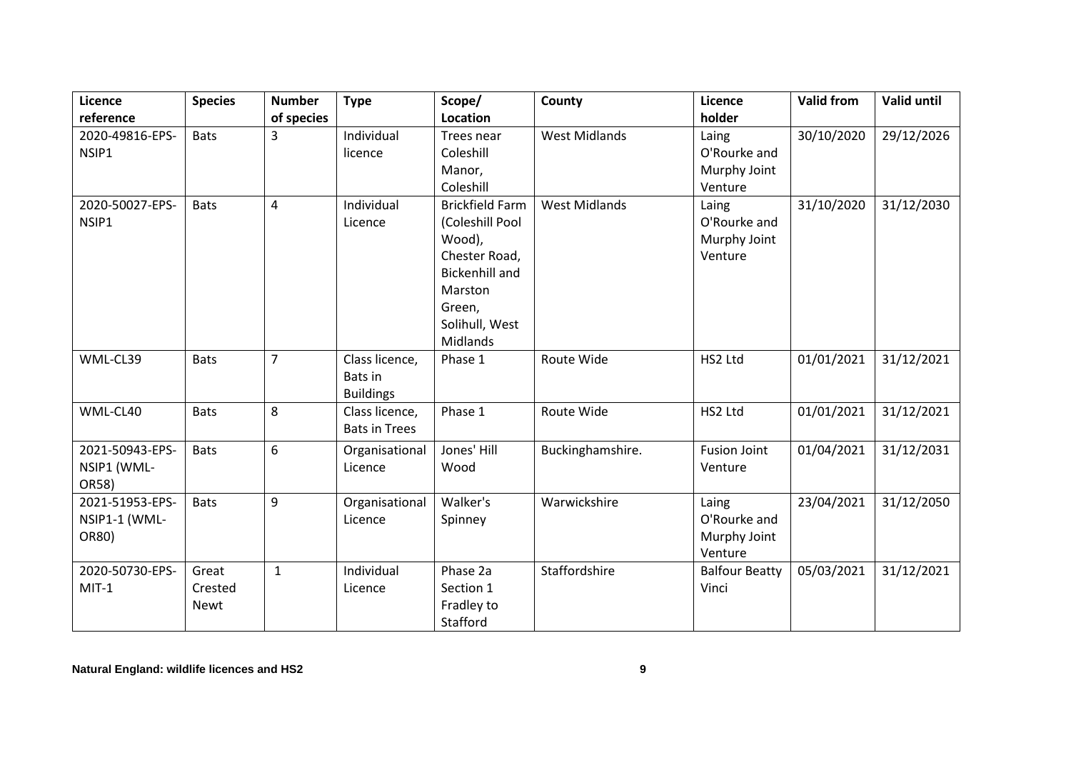| Licence reference | Species | Number of species | Type | Scope/ Location | County | Licence holder | Valid from | Valid until |
|---|---|---|---|---|---|---|---|---|
| 2020-49816-EPS-NSIP1 | Bats | 3 | Individual licence | Trees near Coleshill Manor, Coleshill | West Midlands | Laing O'Rourke and Murphy Joint Venture | 30/10/2020 | 29/12/2026 |
| 2020-50027-EPS-NSIP1 | Bats | 4 | Individual Licence | Brickfield Farm (Coleshill Pool Wood), Chester Road, Bickenhill and Marston Green, Solihull, West Midlands | West Midlands | Laing O'Rourke and Murphy Joint Venture | 31/10/2020 | 31/12/2030 |
| WML-CL39 | Bats | 7 | Class licence, Bats in Buildings | Phase 1 | Route Wide | HS2 Ltd | 01/01/2021 | 31/12/2021 |
| WML-CL40 | Bats | 8 | Class licence, Bats in Trees | Phase 1 | Route Wide | HS2 Ltd | 01/01/2021 | 31/12/2021 |
| 2021-50943-EPS-NSIP1 (WML-OR58) | Bats | 6 | Organisational Licence | Jones' Hill Wood | Buckinghamshire. | Fusion Joint Venture | 01/04/2021 | 31/12/2031 |
| 2021-51953-EPS-NSIP1-1 (WML-OR80) | Bats | 9 | Organisational Licence | Walker's Spinney | Warwickshire | Laing O'Rourke and Murphy Joint Venture | 23/04/2021 | 31/12/2050 |
| 2020-50730-EPS-MIT-1 | Great Crested Newt | 1 | Individual Licence | Phase 2a Section 1 Fradley to Stafford | Staffordshire | Balfour Beatty Vinci | 05/03/2021 | 31/12/2021 |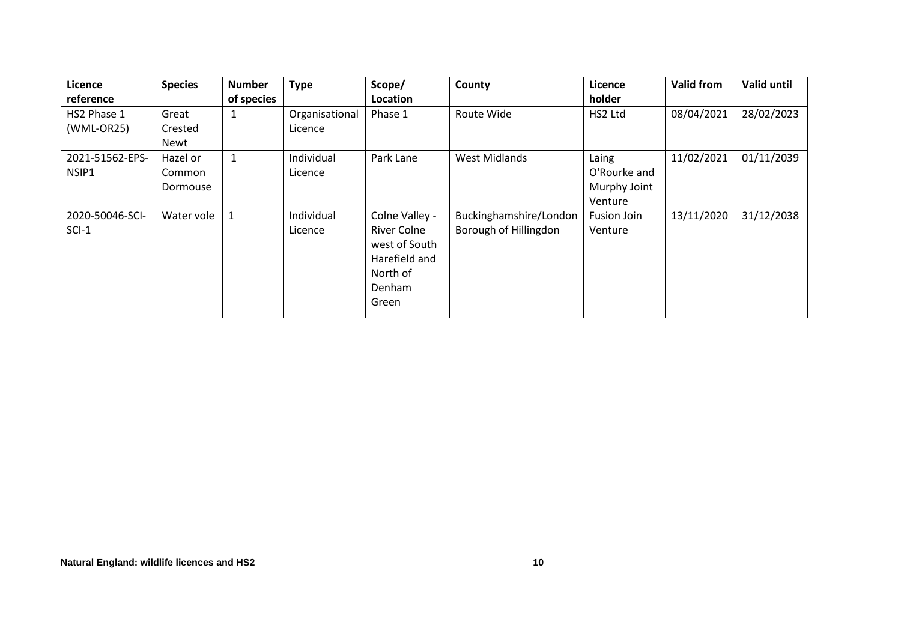| Licence reference | Species | Number of species | Type | Scope/ Location | County | Licence holder | Valid from | Valid until |
|---|---|---|---|---|---|---|---|---|
| HS2 Phase 1 (WML-OR25) | Great Crested Newt | 1 | Organisational Licence | Phase 1 | Route Wide | HS2 Ltd | 08/04/2021 | 28/02/2023 |
| 2021-51562-EPS-NSIP1 | Hazel or Common Dormouse | 1 | Individual Licence | Park Lane | West Midlands | Laing O'Rourke and Murphy Joint Venture | 11/02/2021 | 01/11/2039 |
| 2020-50046-SCI-SCI-1 | Water vole | 1 | Individual Licence | Colne Valley - River Colne west of South Harefield and North of Denham Green | Buckinghamshire/London Borough of Hillingdon | Fusion Join Venture | 13/11/2020 | 31/12/2038 |